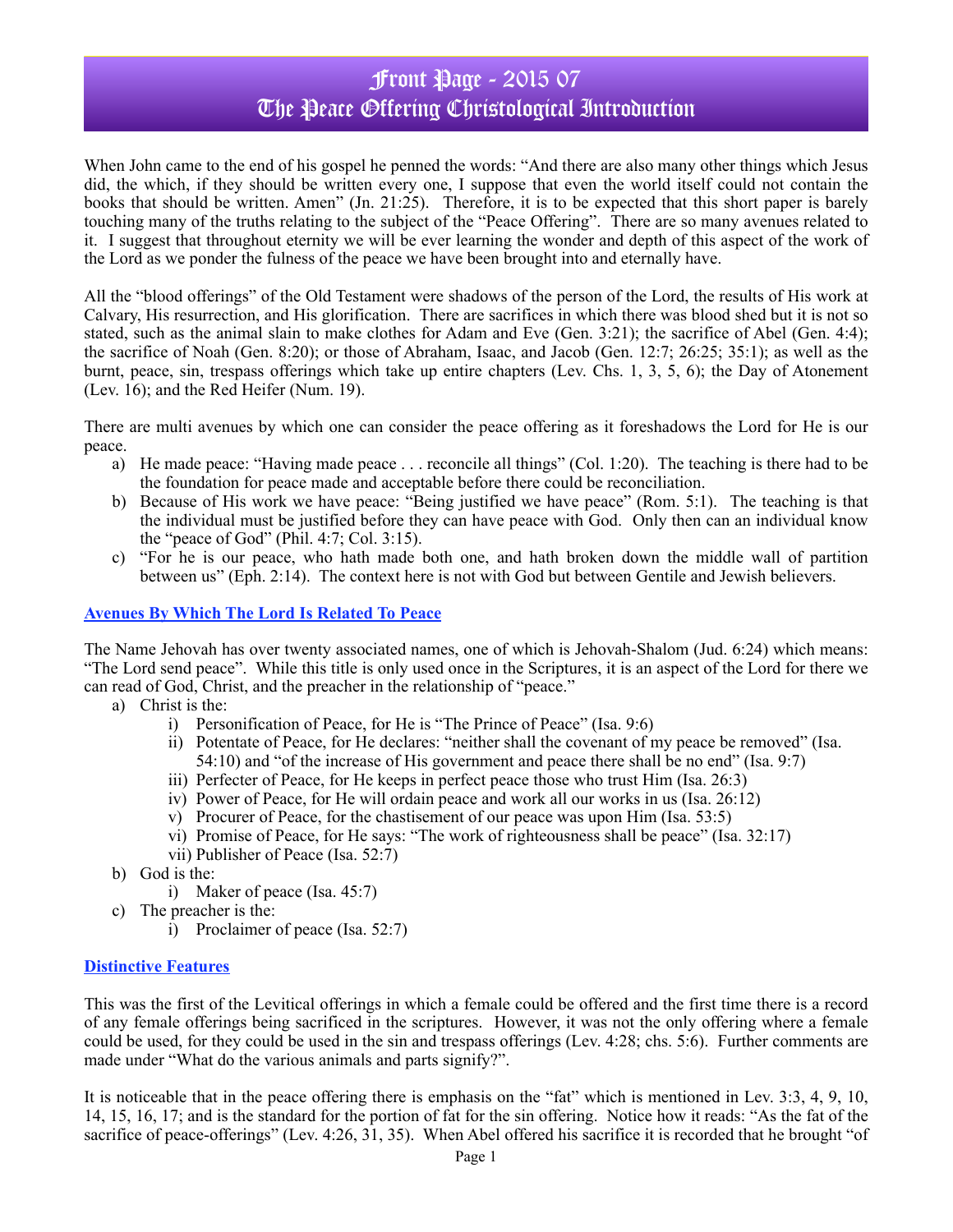# Front Page - 2015 07
# The Peace Offering Christological Introduction

When John came to the end of his gospel he penned the words: "And there are also many other things which Jesus did, the which, if they should be written every one, I suppose that even the world itself could not contain the books that should be written. Amen" (Jn. 21:25). Therefore, it is to be expected that this short paper is barely touching many of the truths relating to the subject of the "Peace Offering". There are so many avenues related to it. I suggest that throughout eternity we will be ever learning the wonder and depth of this aspect of the work of the Lord as we ponder the fulness of the peace we have been brought into and eternally have.

All the "blood offerings" of the Old Testament were shadows of the person of the Lord, the results of His work at Calvary, His resurrection, and His glorification. There are sacrifices in which there was blood shed but it is not so stated, such as the animal slain to make clothes for Adam and Eve (Gen. 3:21); the sacrifice of Abel (Gen. 4:4); the sacrifice of Noah (Gen. 8:20); or those of Abraham, Isaac, and Jacob (Gen. 12:7; 26:25; 35:1); as well as the burnt, peace, sin, trespass offerings which take up entire chapters (Lev. Chs. 1, 3, 5, 6); the Day of Atonement (Lev. 16); and the Red Heifer (Num. 19).

There are multi avenues by which one can consider the peace offering as it foreshadows the Lord for He is our peace.

a) He made peace: "Having made peace . . . reconcile all things" (Col. 1:20). The teaching is there had to be the foundation for peace made and acceptable before there could be reconciliation.
b) Because of His work we have peace: "Being justified we have peace" (Rom. 5:1). The teaching is that the individual must be justified before they can have peace with God. Only then can an individual know the "peace of God" (Phil. 4:7; Col. 3:15).
c) "For he is our peace, who hath made both one, and hath broken down the middle wall of partition between us" (Eph. 2:14). The context here is not with God but between Gentile and Jewish believers.

## Avenues By Which The Lord Is Related To Peace

The Name Jehovah has over twenty associated names, one of which is Jehovah-Shalom (Jud. 6:24) which means: "The Lord send peace". While this title is only used once in the Scriptures, it is an aspect of the Lord for there we can read of God, Christ, and the preacher in the relationship of "peace."

a) Christ is the:
    i) Personification of Peace, for He is "The Prince of Peace" (Isa. 9:6)
    ii) Potentate of Peace, for He declares: "neither shall the covenant of my peace be removed" (Isa. 54:10) and "of the increase of His government and peace there shall be no end" (Isa. 9:7)
    iii) Perfecter of Peace, for He keeps in perfect peace those who trust Him (Isa. 26:3)
    iv) Power of Peace, for He will ordain peace and work all our works in us (Isa. 26:12)
    v) Procurer of Peace, for the chastisement of our peace was upon Him (Isa. 53:5)
    vi) Promise of Peace, for He says: "The work of righteousness shall be peace" (Isa. 32:17)
    vii) Publisher of Peace (Isa. 52:7)
b) God is the:
    i) Maker of peace (Isa. 45:7)
c) The preacher is the:
    i) Proclaimer of peace (Isa. 52:7)

## Distinctive Features

This was the first of the Levitical offerings in which a female could be offered and the first time there is a record of any female offerings being sacrificed in the scriptures. However, it was not the only offering where a female could be used, for they could be used in the sin and trespass offerings (Lev. 4:28; chs. 5:6). Further comments are made under "What do the various animals and parts signify?".

It is noticeable that in the peace offering there is emphasis on the "fat" which is mentioned in Lev. 3:3, 4, 9, 10, 14, 15, 16, 17; and is the standard for the portion of fat for the sin offering. Notice how it reads: "As the fat of the sacrifice of peace-offerings" (Lev. 4:26, 31, 35). When Abel offered his sacrifice it is recorded that he brought "of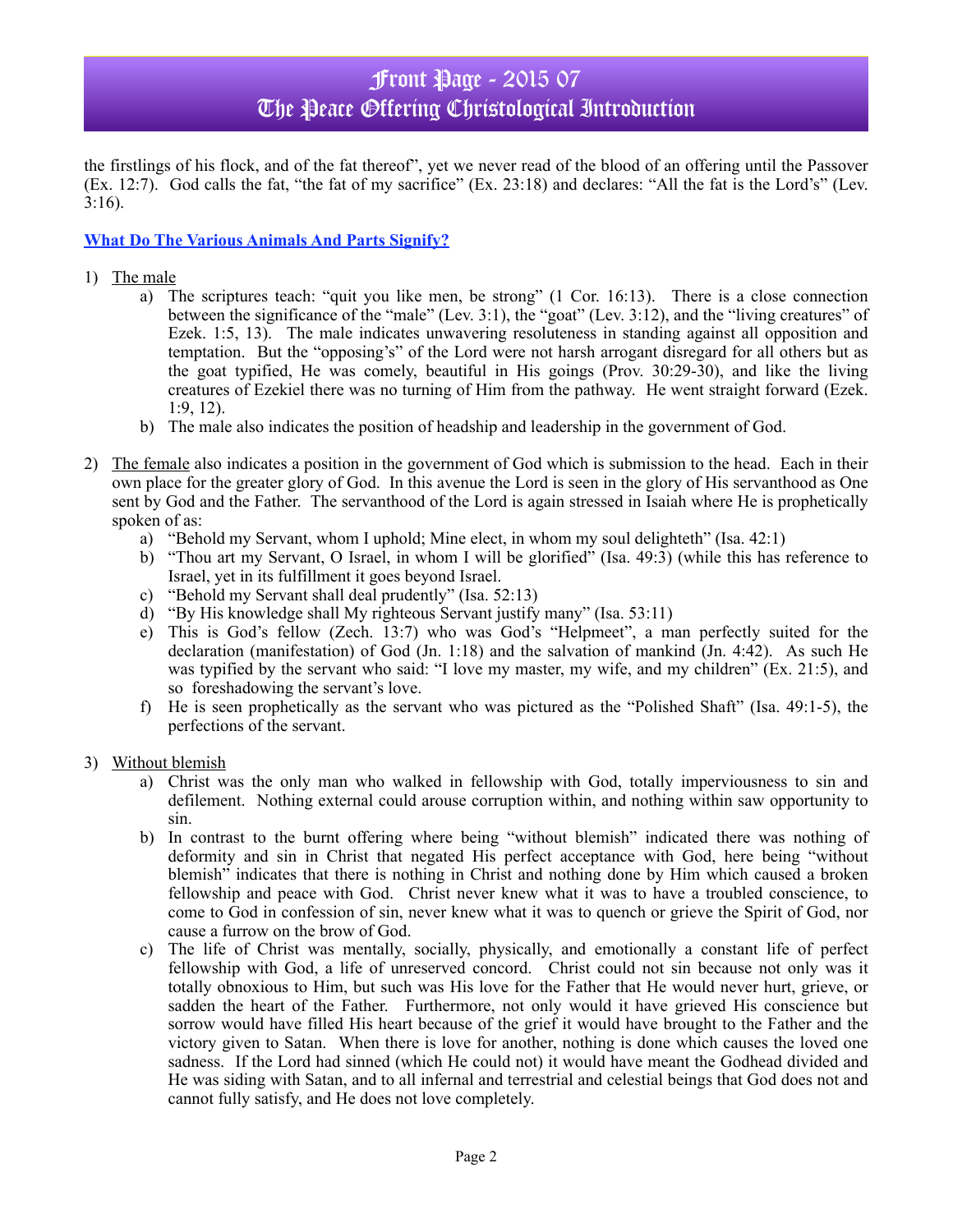the firstlings of his flock, and of the fat thereof", yet we never read of the blood of an offering until the Passover (Ex. 12:7). God calls the fat, "the fat of my sacrifice" (Ex. 23:18) and declares: "All the fat is the Lord's" (Lev. 3:16).

## What Do The Various Animals And Parts Signify?

1) The male
   a) The scriptures teach: "quit you like men, be strong" (1 Cor. 16:13). There is a close connection between the significance of the "male" (Lev. 3:1), the "goat" (Lev. 3:12), and the "living creatures" of Ezek. 1:5, 13). The male indicates unwavering resoluteness in standing against all opposition and temptation. But the "opposing's" of the Lord were not harsh arrogant disregard for all others but as the goat typified, He was comely, beautiful in His goings (Prov. 30:29-30), and like the living creatures of Ezekiel there was no turning of Him from the pathway. He went straight forward (Ezek. 1:9, 12).
   b) The male also indicates the position of headship and leadership in the government of God.

2) The female also indicates a position in the government of God which is submission to the head. Each in their own place for the greater glory of God. In this avenue the Lord is seen in the glory of His servanthood as One sent by God and the Father. The servanthood of the Lord is again stressed in Isaiah where He is prophetically spoken of as:
   a) "Behold my Servant, whom I uphold; Mine elect, in whom my soul delighteth" (Isa. 42:1)
   b) "Thou art my Servant, O Israel, in whom I will be glorified" (Isa. 49:3) (while this has reference to Israel, yet in its fulfillment it goes beyond Israel.
   c) "Behold my Servant shall deal prudently" (Isa. 52:13)
   d) "By His knowledge shall My righteous Servant justify many" (Isa. 53:11)
   e) This is God's fellow (Zech. 13:7) who was God's "Helpmeet", a man perfectly suited for the declaration (manifestation) of God (Jn. 1:18) and the salvation of mankind (Jn. 4:42). As such He was typified by the servant who said: "I love my master, my wife, and my children" (Ex. 21:5), and so foreshadowing the servant's love.
   f) He is seen prophetically as the servant who was pictured as the "Polished Shaft" (Isa. 49:1-5), the perfections of the servant.

3) Without blemish
   a) Christ was the only man who walked in fellowship with God, totally imperviousness to sin and defilement. Nothing external could arouse corruption within, and nothing within saw opportunity to sin.
   b) In contrast to the burnt offering where being "without blemish" indicated there was nothing of deformity and sin in Christ that negated His perfect acceptance with God, here being "without blemish" indicates that there is nothing in Christ and nothing done by Him which caused a broken fellowship and peace with God. Christ never knew what it was to have a troubled conscience, to come to God in confession of sin, never knew what it was to quench or grieve the Spirit of God, nor cause a furrow on the brow of God.
   c) The life of Christ was mentally, socially, physically, and emotionally a constant life of perfect fellowship with God, a life of unreserved concord. Christ could not sin because not only was it totally obnoxious to Him, but such was His love for the Father that He would never hurt, grieve, or sadden the heart of the Father. Furthermore, not only would it have grieved His conscience but sorrow would have filled His heart because of the grief it would have brought to the Father and the victory given to Satan. When there is love for another, nothing is done which causes the loved one sadness. If the Lord had sinned (which He could not) it would have meant the Godhead divided and He was siding with Satan, and to all infernal and terrestrial and celestial beings that God does not and cannot fully satisfy, and He does not love completely.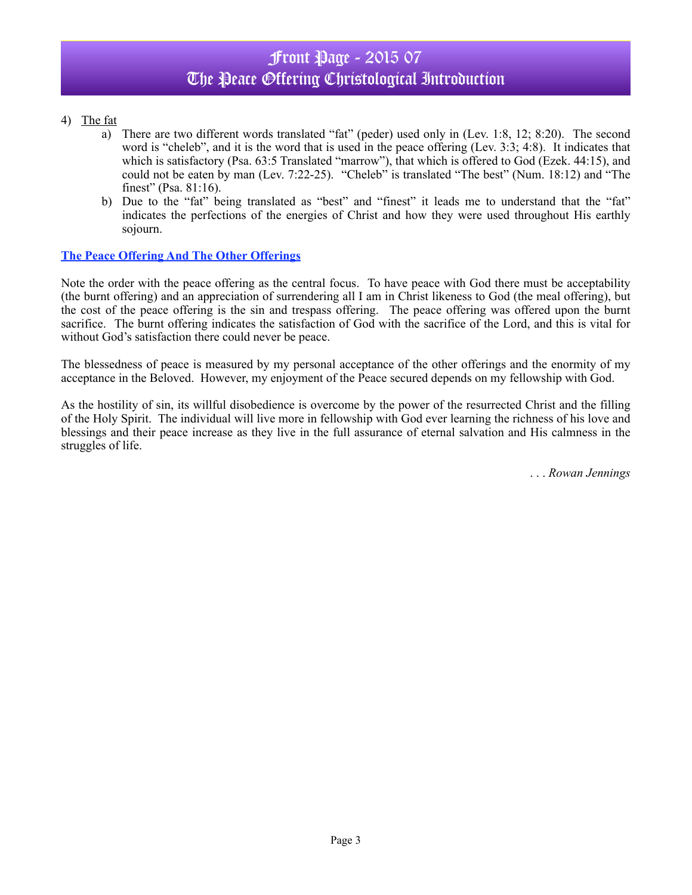4) <u>The fat</u>
   a) There are two different words translated "fat" (peder) used only in (Lev. 1:8, 12; 8:20). The second word is "cheleb", and it is the word that is used in the peace offering (Lev. 3:3; 4:8). It indicates that which is satisfactory (Psa. 63:5 Translated "marrow"), that which is offered to God (Ezek. 44:15), and could not be eaten by man (Lev. 7:22-25). "Cheleb" is translated "The best" (Num. 18:12) and "The finest" (Psa. 81:16).
   b) Due to the "fat" being translated as "best" and "finest" it leads me to understand that the "fat" indicates the perfections of the energies of Christ and how they were used throughout His earthly sojourn.

**<u>The Peace Offering And The Other Offerings</u>**

Note the order with the peace offering as the central focus. To have peace with God there must be acceptability (the burnt offering) and an appreciation of surrendering all I am in Christ likeness to God (the meal offering), but the cost of the peace offering is the sin and trespass offering. The peace offering was offered upon the burnt sacrifice. The burnt offering indicates the satisfaction of God with the sacrifice of the Lord, and this is vital for without God's satisfaction there could never be peace.

The blessedness of peace is measured by my personal acceptance of the other offerings and the enormity of my acceptance in the Beloved. However, my enjoyment of the Peace secured depends on my fellowship with God.

As the hostility of sin, its willful disobedience is overcome by the power of the resurrected Christ and the filling of the Holy Spirit. The individual will live more in fellowship with God ever learning the richness of his love and blessings and their peace increase as they live in the full assurance of eternal salvation and His calmness in the struggles of life.

*. . . Rowan Jennings*